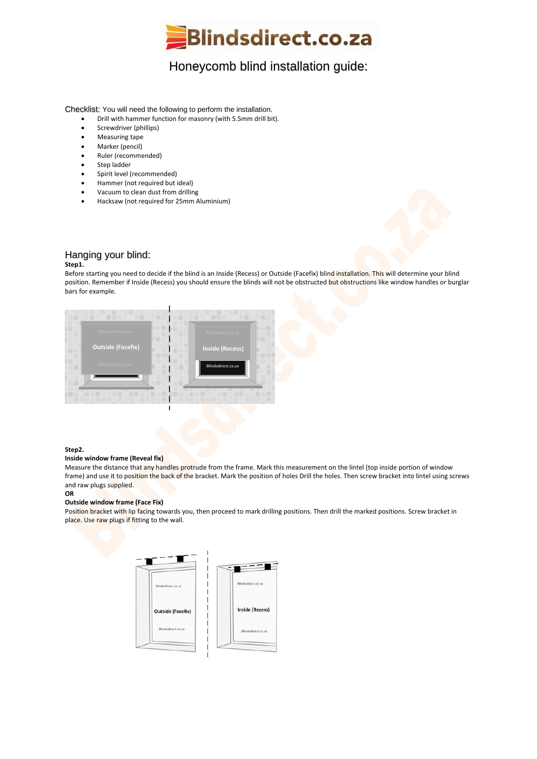# Blindsdirect.co.za

## Honeycomb blind installation guide:

Checklist: You will need the following to perform the installation.

- Drill with hammer function for masonry (with 5.5mm drill bit).
- Screwdriver (phillips)
- Measuring tape
- Marker (pencil)
- Ruler (recommended)
- Step ladder
- Spirit level (recommended)
- Hammer (not required but ideal)
- Vacuum to clean dust from drilling
- Hacksaw (not required for 25mm Aluminium)

## Hanging your blind:

**Step1.**

Before starting you need to decide if the blind is an Inside (Recess) or Outside (Facefix) blind installation. This will determine your blind position. Remember if Inside (Recess) you should ensure the blinds will not be obstructed but obstructions like window handles or burglar bars for example.

**Step2.**

**Inside window frame (Reveal fix)**

Measure the distance that any handles protrude from the frame. Mark this measurement on the lintel (top inside portion of window frame) and use it to position the back of the bracket. Mark the position of holes Drill the holes. Then screw bracket into lintel using screws and raw plugs supplied.

**OR**

**Outside window frame (Face Fix)**

Position bracket with lip facing towards you, then proceed to mark drilling positions. Then drill the marked positions. Screw bracket in place. Use raw plugs if fitting to the wall.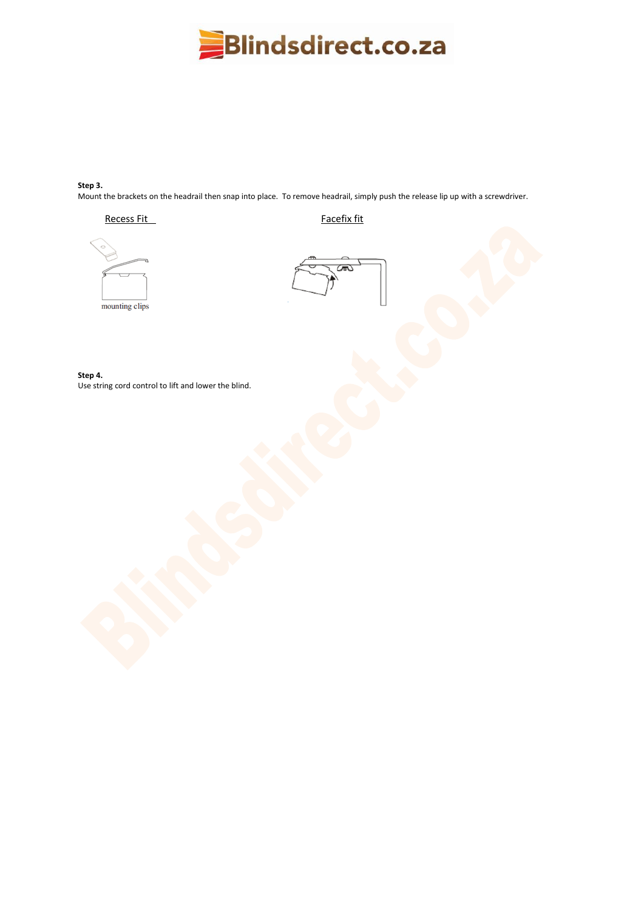**Step 3.**

Mount the brackets on the headrail then snap into place. To remove headrail, simply push the release lip up with a screwdriver.

Recess Fit

mounting clips

Facefix fit

**Step 4.**

Use string cord control to lift and lower the blind.